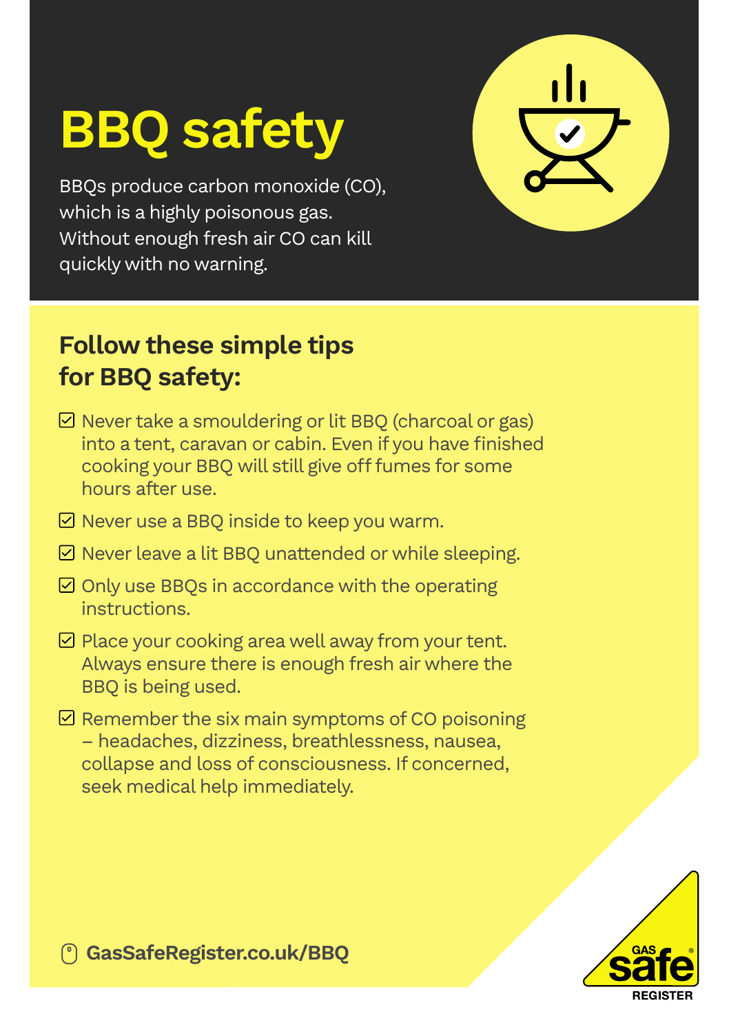# BBQ safety

BBQs produce carbon monoxide (CO), which is a highly poisonous gas. Without enough fresh air CO can kill quickly with no warning.

## Follow these simple tips for BBQ safety:

- ☑ Never take a smouldering or lit BBQ (charcoal or gas) into a tent, caravan or cabin. Even if you have finished cooking your BBQ will still give off fumes for some hours after use.
- ☑ Never use a BBQ inside to keep you warm.
- ☑ Never leave a lit BBQ unattended or while sleeping.
- ☑ Only use BBQs in accordance with the operating instructions.
- ☑ Place your cooking area well away from your tent. Always ensure there is enough fresh air where the BBQ is being used.
- ☑ Remember the six main symptoms of CO poisoning – headaches, dizziness, breathlessness, nausea, collapse and loss of consciousness. If concerned, seek medical help immediately.

**GasSafeRegister.co.uk/BBQ**

GAS safe REGISTER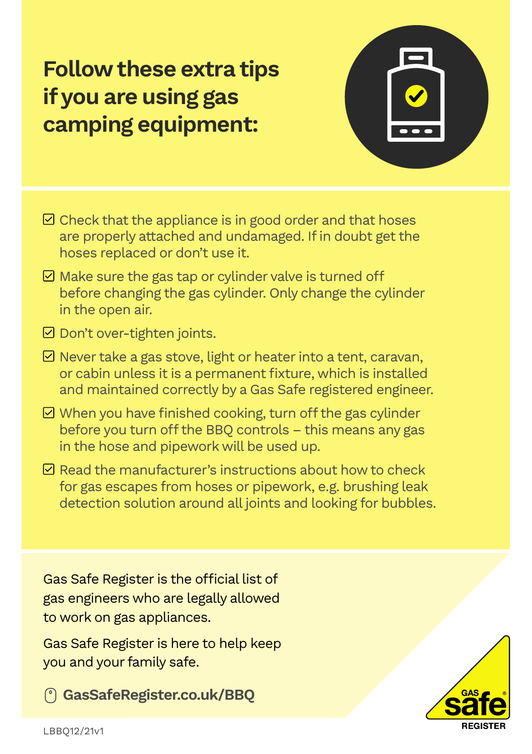# Follow these extra tips if you are using gas camping equipment:

- ☑ Check that the appliance is in good order and that hoses are properly attached and undamaged. If in doubt get the hoses replaced or don't use it.
- ☑ Make sure the gas tap or cylinder valve is turned off before changing the gas cylinder. Only change the cylinder in the open air.
- ☑ Don't over-tighten joints.
- ☑ Never take a gas stove, light or heater into a tent, caravan, or cabin unless it is a permanent fixture, which is installed and maintained correctly by a Gas Safe registered engineer.
- ☑ When you have finished cooking, turn off the gas cylinder before you turn off the BBQ controls – this means any gas in the hose and pipework will be used up.
- ☑ Read the manufacturer's instructions about how to check for gas escapes from hoses or pipework, e.g. brushing leak detection solution around all joints and looking for bubbles.

Gas Safe Register is the official list of gas engineers who are legally allowed to work on gas appliances.

Gas Safe Register is here to help keep you and your family safe.

**GasSafeRegister.co.uk/BBQ**

GAS safe REGISTER

LBBQ12/21v1